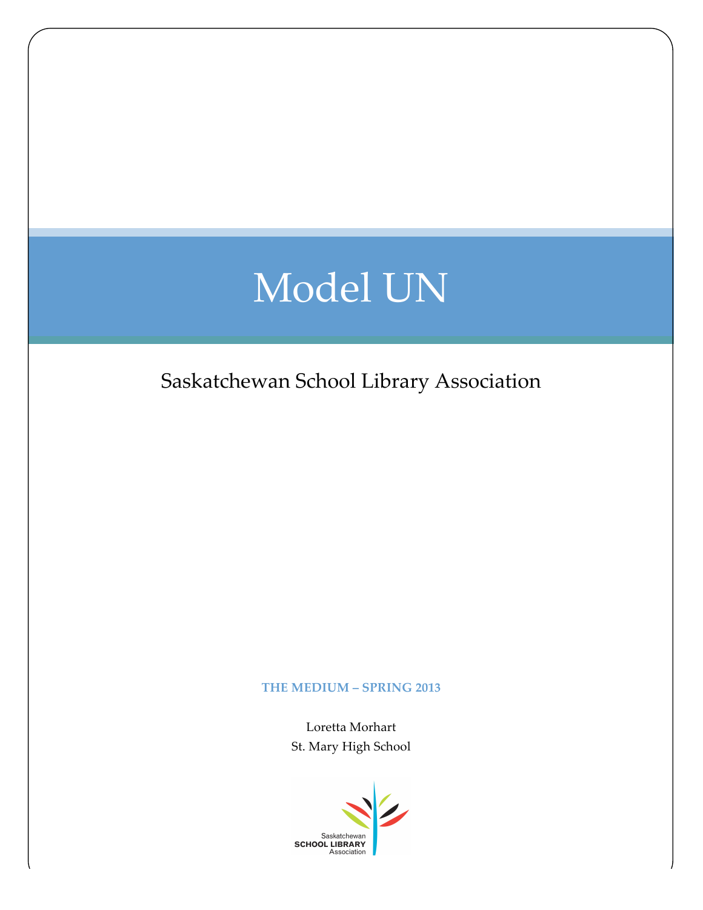# Model UN

Saskatchewan School Library Association

**THE MEDIUM – SPRING 2013**

Loretta Morhart

St. Mary High School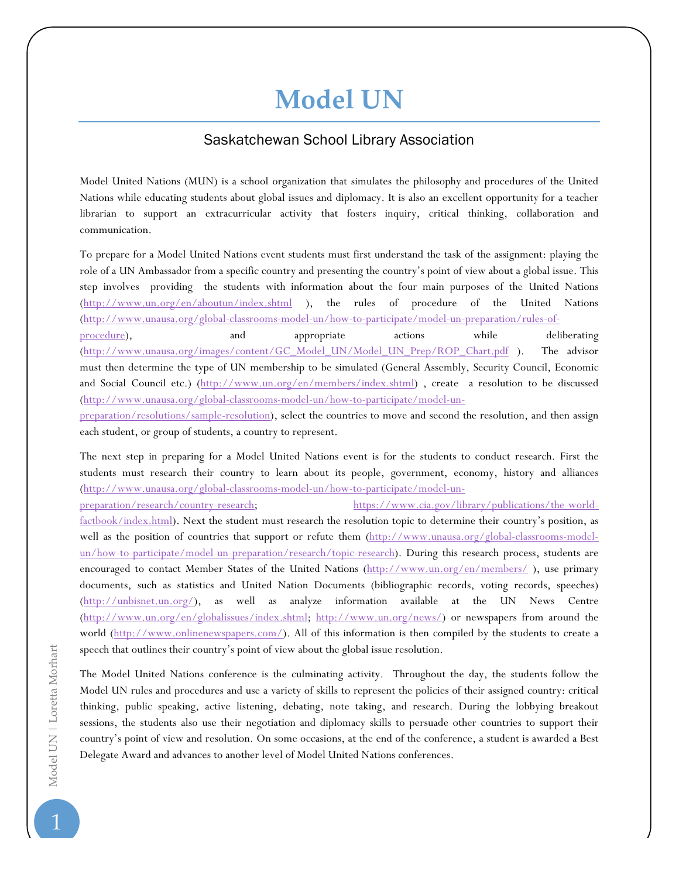# Model UN

## Saskatchewan School Library Association

Model United Nations (MUN) is a school organization that simulates the philosophy and procedures of the United Nations while educating students about global issues and diplomacy. It is also an excellent opportunity for a teacher librarian to support an extracurricular activity that fosters inquiry, critical thinking, collaboration and communication.

To prepare for a Model United Nations event students must first understand the task of the assignment: playing the role of a UN Ambassador from a specific country and presenting the country's point of view about a global issue. This step involves providing the students with information about the four main purposes of the United Nations (http://www.un.org/en/aboutun/index.shtml ), the rules of procedure of the United Nations (http://www.unausa.org/global-classrooms-model-un/how-to-participate/model-un-preparation/rules-of-procedure), and appropriate actions while deliberating (http://www.unausa.org/images/content/GC_Model_UN/Model_UN_Prep/ROP_Chart.pdf ). The advisor must then determine the type of UN membership to be simulated (General Assembly, Security Council, Economic and Social Council etc.) (http://www.un.org/en/members/index.shtml) , create a resolution to be discussed (http://www.unausa.org/global-classrooms-model-un/how-to-participate/model-un-preparation/resolutions/sample-resolution), select the countries to move and second the resolution, and then assign each student, or group of students, a country to represent.

The next step in preparing for a Model United Nations event is for the students to conduct research. First the students must research their country to learn about its people, government, economy, history and alliances (http://www.unausa.org/global-classrooms-model-un/how-to-participate/model-un-preparation/research/country-research; https://www.cia.gov/library/publications/the-world-factbook/index.html). Next the student must research the resolution topic to determine their country's position, as well as the position of countries that support or refute them (http://www.unausa.org/global-classrooms-model-un/how-to-participate/model-un-preparation/research/topic-research). During this research process, students are encouraged to contact Member States of the United Nations (http://www.un.org/en/members/ ), use primary documents, such as statistics and United Nation Documents (bibliographic records, voting records, speeches) (http://unbisnet.un.org/), as well as analyze information available at the UN News Centre (http://www.un.org/en/globalissues/index.shtml; http://www.un.org/news/) or newspapers from around the world (http://www.onlinenewspapers.com/). All of this information is then compiled by the students to create a speech that outlines their country's point of view about the global issue resolution.

The Model United Nations conference is the culminating activity. Throughout the day, the students follow the Model UN rules and procedures and use a variety of skills to represent the policies of their assigned country: critical thinking, public speaking, active listening, debating, note taking, and research. During the lobbying breakout sessions, the students also use their negotiation and diplomacy skills to persuade other countries to support their country's point of view and resolution. On some occasions, at the end of the conference, a student is awarded a Best Delegate Award and advances to another level of Model United Nations conferences.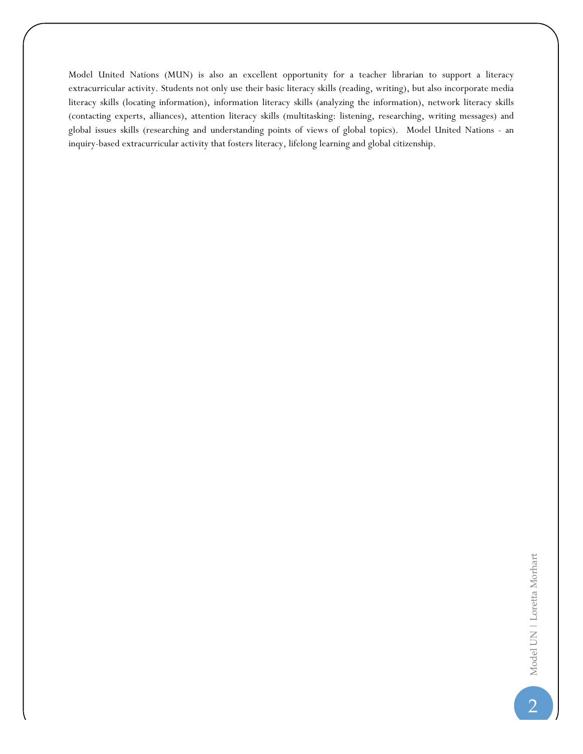Model United Nations (MUN) is also an excellent opportunity for a teacher librarian to support a literacy extracurricular activity. Students not only use their basic literacy skills (reading, writing), but also incorporate media literacy skills (locating information), information literacy skills (analyzing the information), network literacy skills (contacting experts, alliances), attention literacy skills (multitasking: listening, researching, writing messages) and global issues skills (researching and understanding points of views of global topics). Model United Nations - an inquiry-based extracurricular activity that fosters literacy, lifelong learning and global citizenship.